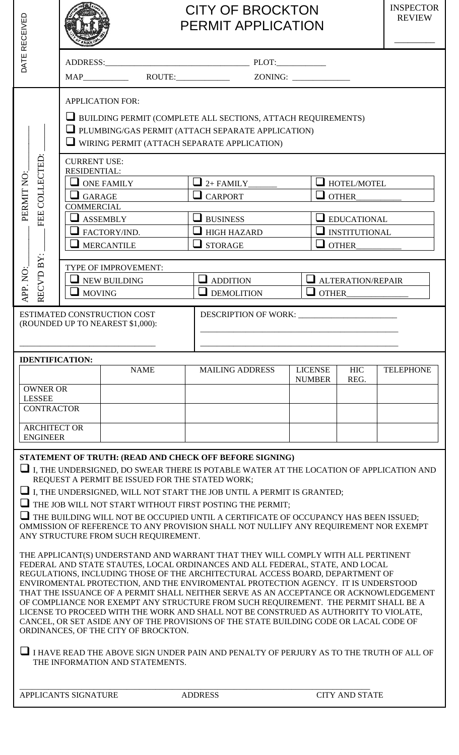# CITY OF BROCKTON PERMIT APPLICATION

INSPECTOR REVIEW ________

DATE RECEIVED

ADDRESS:_________________________________ PLOT:___________

MAP__________ ROUTE:____________ ZONING: _____________

APP. NO:________ PERMIT NO:________

RECV'D BY:________ FEE COLLECTED:________

APPLICATION FOR:

- ☐ BUILDING PERMIT (COMPLETE ALL SECTIONS, ATTACH REQUIREMENTS)
- ☐ PLUMBING/GAS PERMIT (ATTACH SEPARATE APPLICATION)
- ☐ WIRING PERMIT (ATTACH SEPARATE APPLICATION)

CURRENT USE:

RESIDENTIAL:

| | | |
|---|---|---|
| ☐ ONE FAMILY | ☐ 2+ FAMILY______ | ☐ HOTEL/MOTEL |
| ☐ GARAGE | ☐ CARPORT | ☐ OTHER__________ |

COMMERCIAL

| | | |
|---|---|---|
| ☐ ASSEMBLY | ☐ BUSINESS | ☐ EDUCATIONAL |
| ☐ FACTORY/IND. | ☐ HIGH HAZARD | ☐ INSTITUTIONAL |
| ☐ MERCANTILE | ☐ STORAGE | ☐ OTHER__________ |

TYPE OF IMPROVEMENT:

| | | |
|---|---|---|
| ☐ NEW BUILDING | ☐ ADDITION | ☐ ALTERATION/REPAIR |
| ☐ MOVING | ☐ DEMOLITION | ☐ OTHER______________ |

ESTIMATED CONSTRUCTION COST (ROUNDED UP TO NEAREST $1,000):

______________________________

DESCRIPTION OF WORK: ______________________

______________________________________________

______________________________________________

**IDENTIFICATION:**

| | NAME | MAILING ADDRESS | LICENSE NUMBER | HIC REG. | TELEPHONE |
|---|---|---|---|---|---|
| OWNER OR LESSEE | | | | | |
| CONTRACTOR | | | | | |
| ARCHITECT OR ENGINEER | | | | | |

**STATEMENT OF TRUTH: (READ AND CHECK OFF BEFORE SIGNING)**

- ☐ I, THE UNDERSIGNED, DO SWEAR THERE IS POTABLE WATER AT THE LOCATION OF APPLICATION AND REQUEST A PERMIT BE ISSUED FOR THE STATED WORK;
- ☐ I, THE UNDERSIGNED, WILL NOT START THE JOB UNTIL A PERMIT IS GRANTED;
- ☐ THE JOB WILL NOT START WITHOUT FIRST POSTING THE PERMIT;
- ☐ THE BUILDING WILL NOT BE OCCUPIED UNTIL A CERTIFICATE OF OCCUPANCY HAS BEEN ISSUED;

OMMISSION OF REFERENCE TO ANY PROVISION SHALL NOT NULLIFY ANY REQUIREMENT NOR EXEMPT ANY STRUCTURE FROM SUCH REQUIREMENT.

THE APPLICANT(S) UNDERSTAND AND WARRANT THAT THEY WILL COMPLY WITH ALL PERTINENT FEDERAL AND STATE STAUTES, LOCAL ORDINANCES AND ALL FEDERAL, STATE, AND LOCAL REGULATIONS, INCLUDING THOSE OF THE ARCHITECTURAL ACCESS BOARD, DEPARTMENT OF ENVIROMENTAL PROTECTION, AND THE ENVIROMENTAL PROTECTION AGENCY. IT IS UNDERSTOOD THAT THE ISSUANCE OF A PERMIT SHALL NEITHER SERVE AS AN ACCEPTANCE OR ACKNOWLEDGEMENT OF COMPLIANCE NOR EXEMPT ANY STRUCTURE FROM SUCH REQUIREMENT. THE PERMIT SHALL BE A LICENSE TO PROCEED WITH THE WORK AND SHALL NOT BE CONSTRUED AS AUTHORITY TO VIOLATE, CANCEL, OR SET ASIDE ANY OF THE PROVISIONS OF THE STATE BUILDING CODE OR LACAL CODE OF ORDINANCES, OF THE CITY OF BROCKTON.

- ☐ I HAVE READ THE ABOVE SIGN UNDER PAIN AND PENALTY OF PERJURY AS TO THE TRUTH OF ALL OF THE INFORMATION AND STATEMENTS.

_____________________________________________________________________________

APPLICANTS SIGNATURE          ADDRESS          CITY AND STATE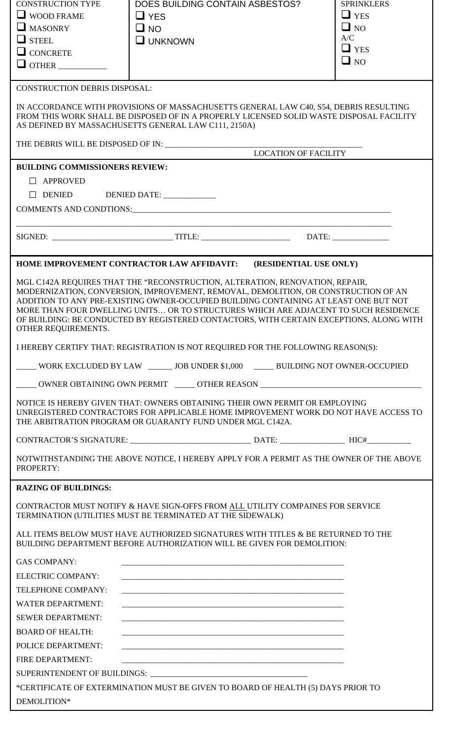| CONSTRUCTION TYPE | DOES BUILDING CONTAIN ASBESTOS? | SPRINKLERS |
| --- | --- | --- |
| ❑ WOOD FRAME<br>❑ MASONRY<br>❑ STEEL<br>❑ CONCRETE<br>❑ OTHER ___________ | ❑ YES<br>❑ NO<br>❑ UNKNOWN | ❑ YES<br>❑ NO<br>A/C<br>❑ YES<br>❑ NO |

CONSTRUCTION DEBRIS DISPOSAL:

IN ACCORDANCE WITH PROVISIONS OF MASSACHUSETTS GENERAL LAW C40, S54, DEBRIS RESULTING FROM THIS WORK SHALL BE DISPOSED OF IN A PROPERLY LICENSED SOLID WASTE DISPOSAL FACILITY AS DEFINED BY MASSACHUSETTS GENERAL LAW C111, 2150A)

THE DEBRIS WILL BE DISPOSED OF IN: _______________________________________________
LOCATION OF FACILITY

**BUILDING COMMISSIONERS REVIEW:**

☐ APPROVED

☐ DENIED DENIED DATE: ____________

COMMENTS AND CONDTIONS:_______________________________________________________________

_____________________________________________________________________________________

SIGNED: ___________________________ TITLE: _____________________ DATE: _____________

**HOME IMPROVEMENT CONTRACTOR LAW AFFIDAVIT: (RESIDENTIAL USE ONLY)**

MGL C142A REQUIRES THAT THE "RECONSTRUCTION, ALTERATION, RENOVATION, REPAIR, MODERNIZATION, CONVERSION, IMPROVEMENT, REMOVAL, DEMOLITION, OR CONSTRUCTION OF AN ADDITION TO ANY PRE-EXISTING OWNER-OCCUPIED BUILDING CONTAINING AT LEAST ONE BUT NOT MORE THAN FOUR DWELLING UNITS… OR TO STRUCTURES WHICH ARE ADJACENT TO SUCH RESIDENCE OF BUILDING: BE CONDUCTED BY REGISTERED CONTACTORS, WITH CERTAIN EXCEPTIONS, ALONG WITH OTHER REQUIREMENTS.

I HEREBY CERTIFY THAT: REGISTRATION IS NOT REQUIRED FOR THE FOLLOWING REASON(S):

_____ WORK EXCLUDED BY LAW ______ JOB UNDER $1,000 _____ BUILDING NOT OWNER-OCCUPIED

_____ OWNER OBTAINING OWN PERMIT _____ OTHER REASON _____________________________________

NOTICE IS HEREBY GIVEN THAT: OWNERS OBTAINING THEIR OWN PERMIT OR EMPLOYING UNREGISTERED CONTRACTORS FOR APPLICABLE HOME IMPROVEMENT WORK DO NOT HAVE ACCESS TO THE ARBITRATION PROGRAM OR GUARANTY FUND UNDER MGL C142A.

CONTRACTOR'S SIGNATURE: ____________________________ DATE: _______________ HIC#__________

NOTWITHSTANDING THE ABOVE NOTICE, I HEREBY APPLY FOR A PERMIT AS THE OWNER OF THE ABOVE PROPERTY:

**RAZING OF BUILDINGS:**

CONTRACTOR MUST NOTIFY & HAVE SIGN-OFFS FROM ALL UTILITY COMPAINES FOR SERVICE TERMINATION (UTILITIES MUST BE TERMINATED AT THE SIDEWALK)

ALL ITEMS BELOW MUST HAVE AUTHORIZED SIGNATURES WITH TITLES & BE RETURNED TO THE BUILDING DEPARTMENT BEFORE AUTHORIZATION WILL BE GIVEN FOR DEMOLITION:

GAS COMPANY: ______________________________________________________

ELECTRIC COMPANY: ______________________________________________________

TELEPHONE COMPANY: ______________________________________________________

WATER DEPARTMENT: ______________________________________________________

SEWER DEPARTMENT: ______________________________________________________

BOARD OF HEALTH: ______________________________________________________

POLICE DEPARTMENT: ______________________________________________________

FIRE DEPARTMENT: ______________________________________________________

SUPERINTENDENT OF BUILDINGS: ____________________________________

*CERTIFICATE OF EXTERMINATION MUST BE GIVEN TO BOARD OF HEALTH (5) DAYS PRIOR TO DEMOLITION*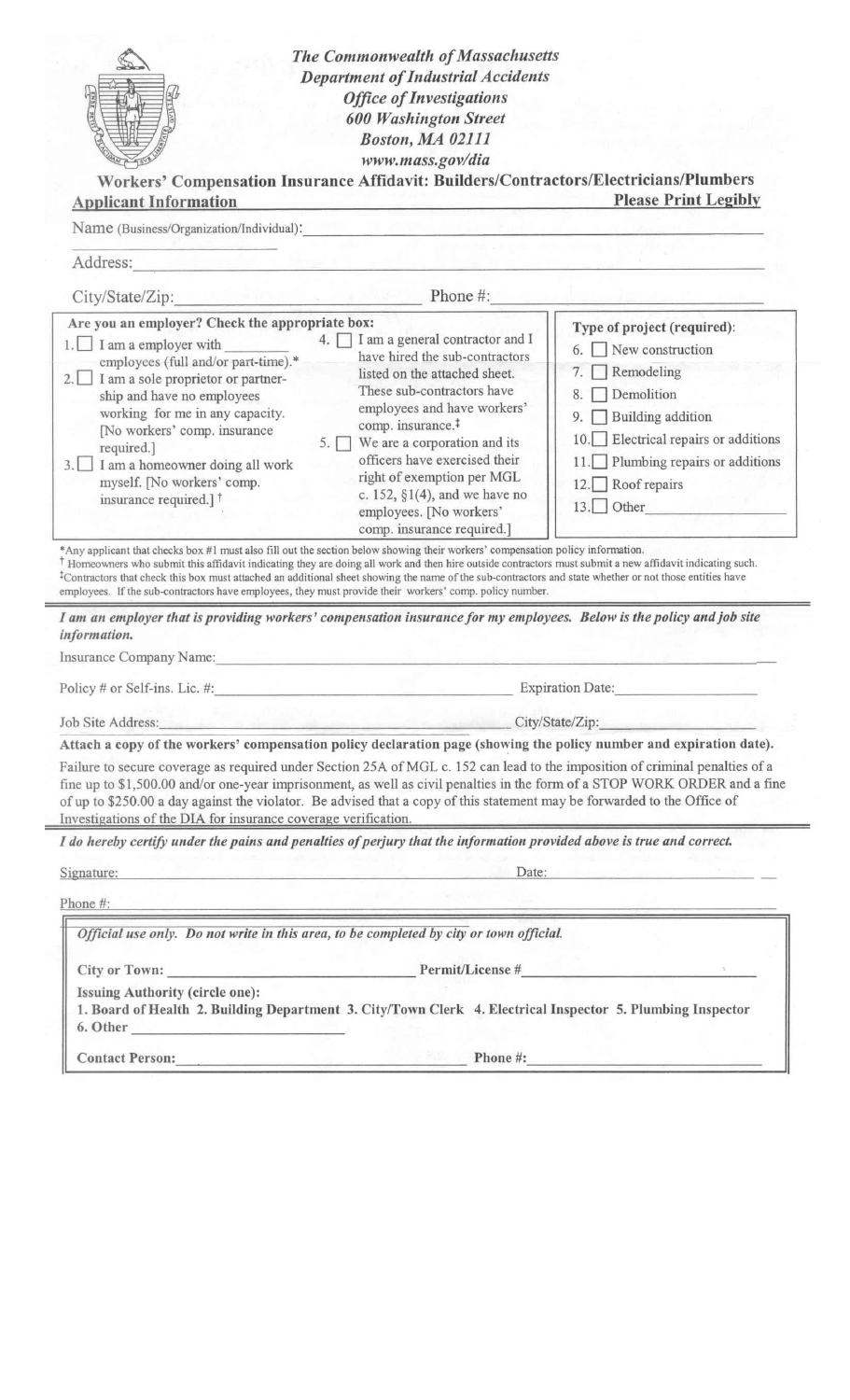*The Commonwealth of Massachusetts*
*Department of Industrial Accidents*
*Office of Investigations*
*600 Washington Street*
*Boston, MA 02111*
*www.mass.gov/dia*

**Workers' Compensation Insurance Affidavit: Builders/Contractors/Electricians/Plumbers**

**Applicant Information** **Please Print Legibly**

Name (Business/Organization/Individual): ________________________________

Address: ________________________________

City/State/Zip: ____________________ Phone #: ____________________

**Are you an employer? Check the appropriate box:**

1. ☐ I am a employer with ________ employees (full and/or part-time).*
2. ☐ I am a sole proprietor or partnership and have no employees working for me in any capacity. [No workers' comp. insurance required.]
3. ☐ I am a homeowner doing all work myself. [No workers' comp. insurance required.] †
4. ☐ I am a general contractor and I have hired the sub-contractors listed on the attached sheet. These sub-contractors have employees and have workers' comp. insurance.‡
5. ☐ We are a corporation and its officers have exercised their right of exemption per MGL c. 152, §1(4), and we have no employees. [No workers' comp. insurance required.]

**Type of project (required):**

6. ☐ New construction
7. ☐ Remodeling
8. ☐ Demolition
9. ☐ Building addition
10. ☐ Electrical repairs or additions
11. ☐ Plumbing repairs or additions
12. ☐ Roof repairs
13. ☐ Other ____________________

*Any applicant that checks box #1 must also fill out the section below showing their workers' compensation policy information.
† Homeowners who submit this affidavit indicating they are doing all work and then hire outside contractors must submit a new affidavit indicating such.
‡Contractors that check this box must attached an additional sheet showing the name of the sub-contractors and state whether or not those entities have employees. If the sub-contractors have employees, they must provide their workers' comp. policy number.

***I am an employer that is providing workers' compensation insurance for my employees. Below is the policy and job site information.***

Insurance Company Name: ________________________________

Policy # or Self-ins. Lic. #: ____________________ Expiration Date: ____________________

Job Site Address: ____________________ City/State/Zip: ____________________

**Attach a copy of the workers' compensation policy declaration page (showing the policy number and expiration date).**

Failure to secure coverage as required under Section 25A of MGL c. 152 can lead to the imposition of criminal penalties of a fine up to $1,500.00 and/or one-year imprisonment, as well as civil penalties in the form of a STOP WORK ORDER and a fine of up to $250.00 a day against the violator. Be advised that a copy of this statement may be forwarded to the Office of Investigations of the DIA for insurance coverage verification.

***I do hereby certify under the pains and penalties of perjury that the information provided above is true and correct.***

Signature: ____________________ Date: ____________________

Phone #: ____________________

*Official use only. Do not write in this area, to be completed by city or town official.*

**City or Town:** ____________________ **Permit/License #** ____________________

**Issuing Authority (circle one):**
**1. Board of Health 2. Building Department 3. City/Town Clerk 4. Electrical Inspector 5. Plumbing Inspector 6. Other** ____________________

**Contact Person:** ____________________ **Phone #:** ____________________